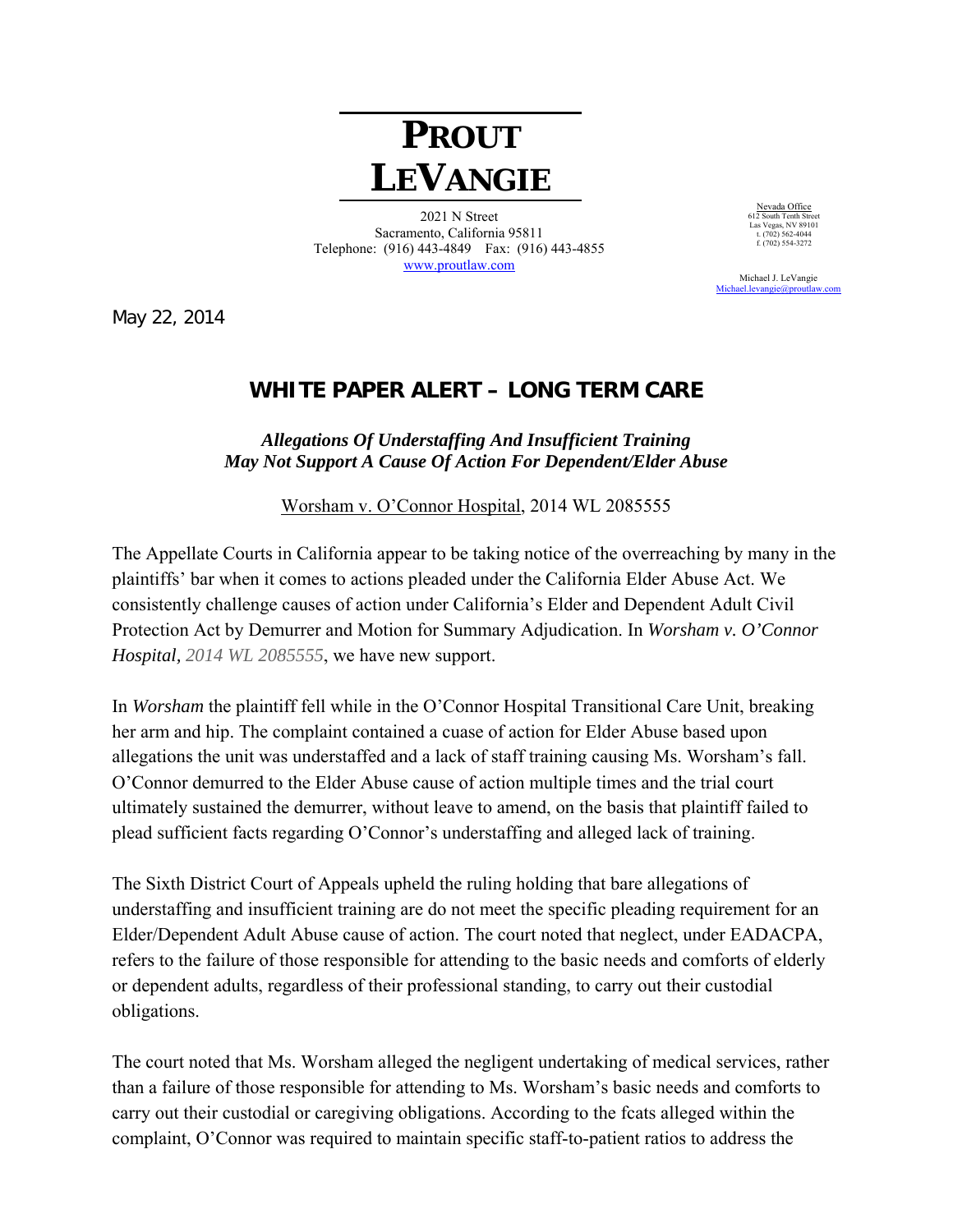# PROUT LEVANGIE

2021 N Street
Sacramento, California 95811
Telephone: (916) 443-4849 Fax: (916) 443-4855
www.proutlaw.com

Nevada Office
612 South Tenth Street
Las Vegas, NV 89101
t. (702) 562-4044
f. (702) 554-3272

Michael J. LeVangie
Michael.levangie@proutlaw.com

May 22, 2014

## WHITE PAPER ALERT – LONG TERM CARE

***Allegations Of Understaffing And Insufficient Training May Not Support A Cause Of Action For Dependent/Elder Abuse***

Worsham v. O'Connor Hospital, 2014 WL 2085555

The Appellate Courts in California appear to be taking notice of the overreaching by many in the plaintiffs' bar when it comes to actions pleaded under the California Elder Abuse Act. We consistently challenge causes of action under California's Elder and Dependent Adult Civil Protection Act by Demurrer and Motion for Summary Adjudication. In *Worsham v. O'Connor Hospital, 2014 WL 2085555*, we have new support.

In *Worsham* the plaintiff fell while in the O'Connor Hospital Transitional Care Unit, breaking her arm and hip. The complaint contained a cuase of action for Elder Abuse based upon allegations the unit was understaffed and a lack of staff training causing Ms. Worsham's fall. O'Connor demurred to the Elder Abuse cause of action multiple times and the trial court ultimately sustained the demurrer, without leave to amend, on the basis that plaintiff failed to plead sufficient facts regarding O'Connor's understaffing and alleged lack of training.

The Sixth District Court of Appeals upheld the ruling holding that bare allegations of understaffing and insufficient training are do not meet the specific pleading requirement for an Elder/Dependent Adult Abuse cause of action. The court noted that neglect, under EADACPA, refers to the failure of those responsible for attending to the basic needs and comforts of elderly or dependent adults, regardless of their professional standing, to carry out their custodial obligations.

The court noted that Ms. Worsham alleged the negligent undertaking of medical services, rather than a failure of those responsible for attending to Ms. Worsham's basic needs and comforts to carry out their custodial or caregiving obligations. According to the fcats alleged within the complaint, O'Connor was required to maintain specific staff-to-patient ratios to address the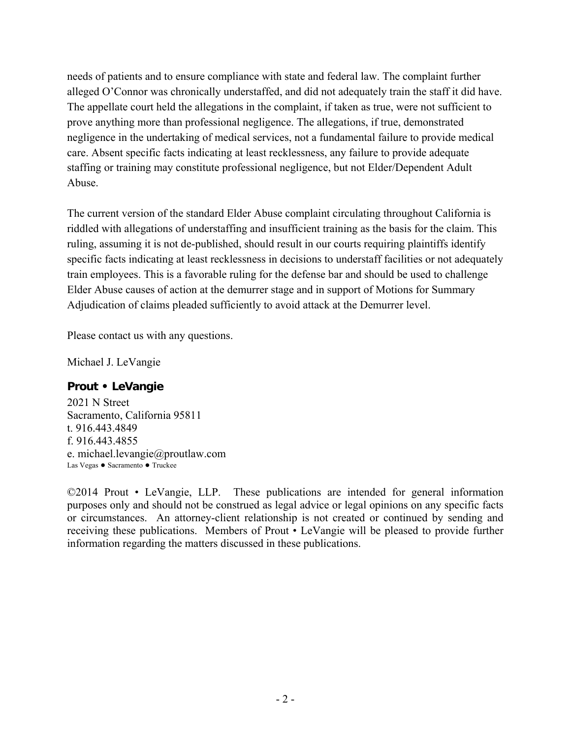needs of patients and to ensure compliance with state and federal law. The complaint further alleged O'Connor was chronically understaffed, and did not adequately train the staff it did have. The appellate court held the allegations in the complaint, if taken as true, were not sufficient to prove anything more than professional negligence. The allegations, if true, demonstrated negligence in the undertaking of medical services, not a fundamental failure to provide medical care. Absent specific facts indicating at least recklessness, any failure to provide adequate staffing or training may constitute professional negligence, but not Elder/Dependent Adult Abuse.

The current version of the standard Elder Abuse complaint circulating throughout California is riddled with allegations of understaffing and insufficient training as the basis for the claim. This ruling, assuming it is not de-published, should result in our courts requiring plaintiffs identify specific facts indicating at least recklessness in decisions to understaff facilities or not adequately train employees. This is a favorable ruling for the defense bar and should be used to challenge Elder Abuse causes of action at the demurrer stage and in support of Motions for Summary Adjudication of claims pleaded sufficiently to avoid attack at the Demurrer level.

Please contact us with any questions.

Michael J. LeVangie

**Prout • LeVangie**

2021 N Street
Sacramento, California 95811
t. 916.443.4849
f. 916.443.4855
e. michael.levangie@proutlaw.com
Las Vegas ● Sacramento ● Truckee

©2014 Prout • LeVangie, LLP. These publications are intended for general information purposes only and should not be construed as legal advice or legal opinions on any specific facts or circumstances. An attorney-client relationship is not created or continued by sending and receiving these publications. Members of Prout • LeVangie will be pleased to provide further information regarding the matters discussed in these publications.